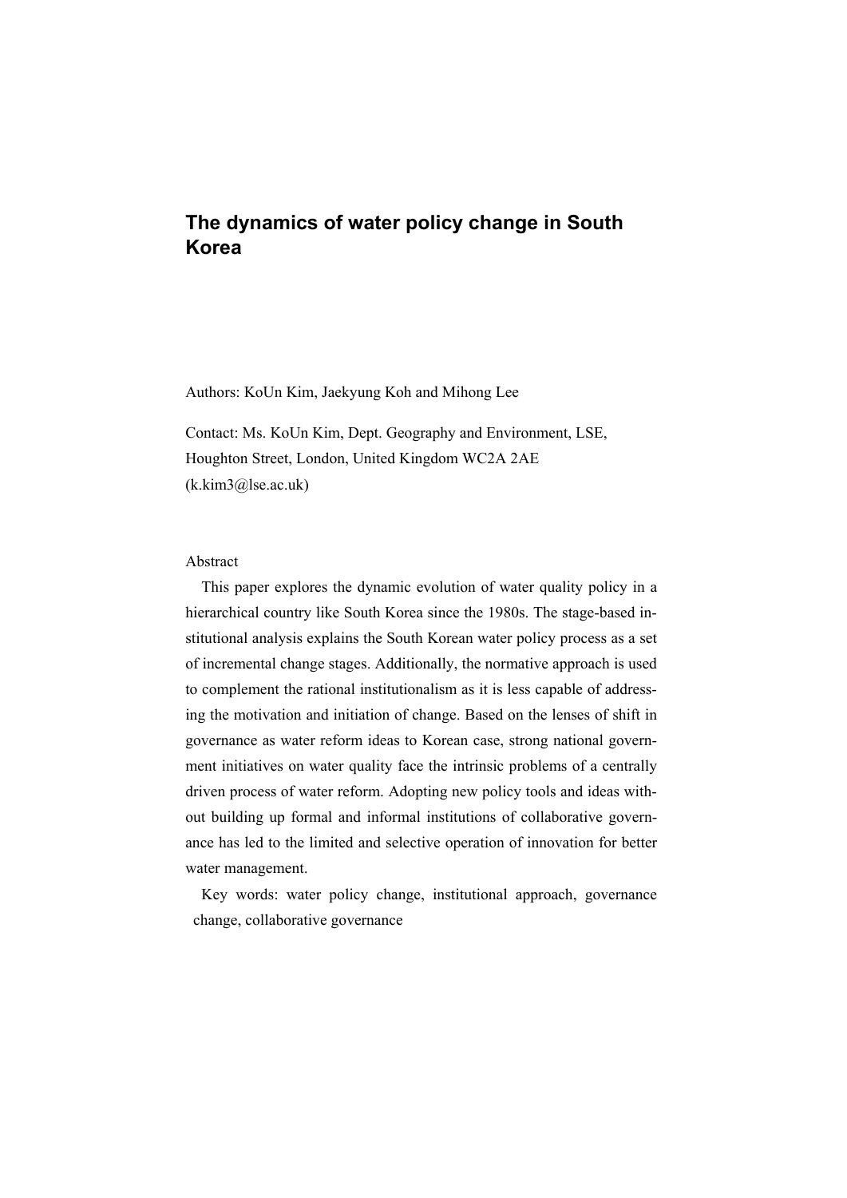# The dynamics of water policy change in South Korea

Authors: KoUn Kim, Jaekyung Koh and Mihong Lee

Contact: Ms. KoUn Kim, Dept. Geography and Environment, LSE, Houghton Street, London, United Kingdom WC2A 2AE (k.kim3@lse.ac.uk)

Abstract

This paper explores the dynamic evolution of water quality policy in a hierarchical country like South Korea since the 1980s. The stage-based institutional analysis explains the South Korean water policy process as a set of incremental change stages. Additionally, the normative approach is used to complement the rational institutionalism as it is less capable of addressing the motivation and initiation of change. Based on the lenses of shift in governance as water reform ideas to Korean case, strong national government initiatives on water quality face the intrinsic problems of a centrally driven process of water reform. Adopting new policy tools and ideas without building up formal and informal institutions of collaborative governance has led to the limited and selective operation of innovation for better water management.

Key words: water policy change, institutional approach, governance change, collaborative governance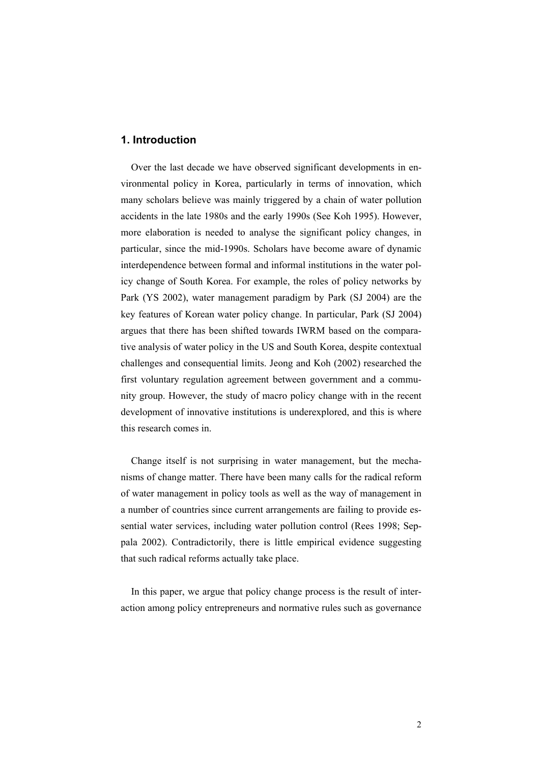## 1. Introduction

Over the last decade we have observed significant developments in environmental policy in Korea, particularly in terms of innovation, which many scholars believe was mainly triggered by a chain of water pollution accidents in the late 1980s and the early 1990s (See Koh 1995). However, more elaboration is needed to analyse the significant policy changes, in particular, since the mid-1990s. Scholars have become aware of dynamic interdependence between formal and informal institutions in the water policy change of South Korea. For example, the roles of policy networks by Park (YS 2002), water management paradigm by Park (SJ 2004) are the key features of Korean water policy change. In particular, Park (SJ 2004) argues that there has been shifted towards IWRM based on the comparative analysis of water policy in the US and South Korea, despite contextual challenges and consequential limits. Jeong and Koh (2002) researched the first voluntary regulation agreement between government and a community group. However, the study of macro policy change with in the recent development of innovative institutions is underexplored, and this is where this research comes in.

Change itself is not surprising in water management, but the mechanisms of change matter. There have been many calls for the radical reform of water management in policy tools as well as the way of management in a number of countries since current arrangements are failing to provide essential water services, including water pollution control (Rees 1998; Seppala 2002). Contradictorily, there is little empirical evidence suggesting that such radical reforms actually take place.

In this paper, we argue that policy change process is the result of interaction among policy entrepreneurs and normative rules such as governance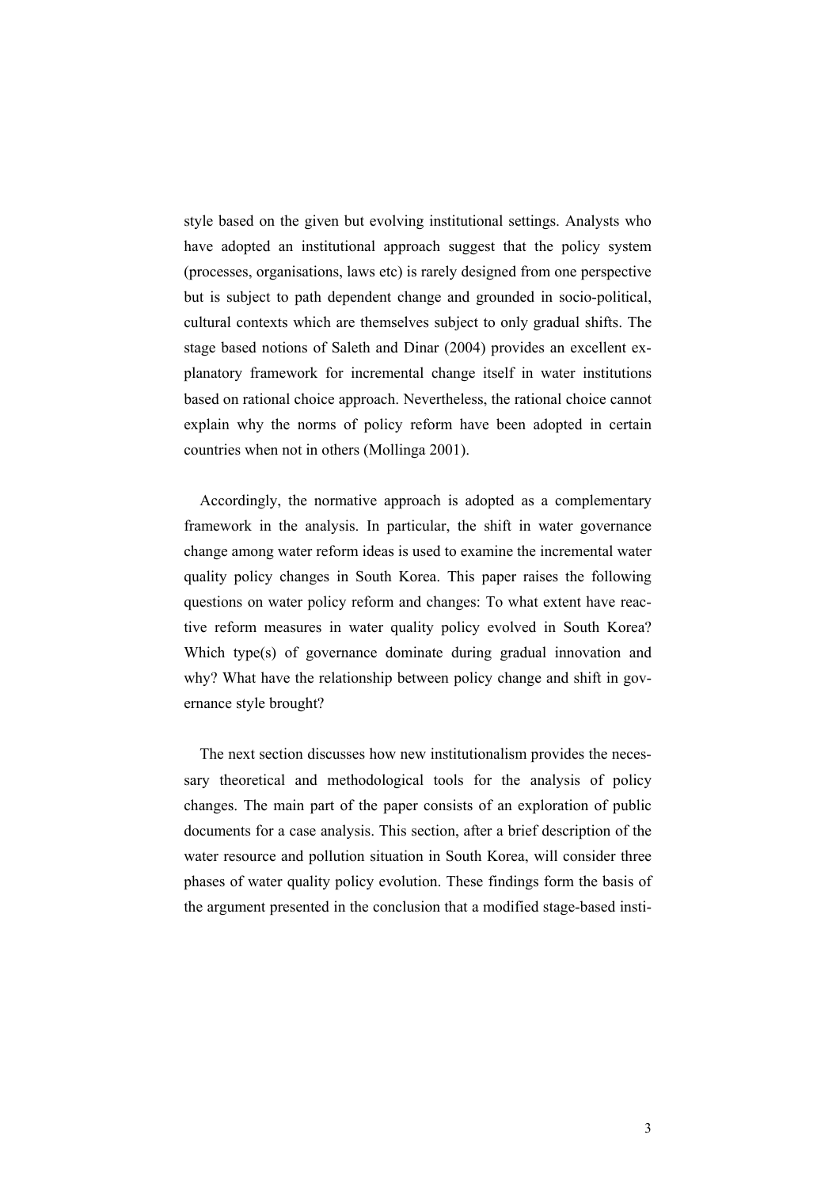style based on the given but evolving institutional settings. Analysts who have adopted an institutional approach suggest that the policy system (processes, organisations, laws etc) is rarely designed from one perspective but is subject to path dependent change and grounded in socio-political, cultural contexts which are themselves subject to only gradual shifts. The stage based notions of Saleth and Dinar (2004) provides an excellent explanatory framework for incremental change itself in water institutions based on rational choice approach. Nevertheless, the rational choice cannot explain why the norms of policy reform have been adopted in certain countries when not in others (Mollinga 2001).

Accordingly, the normative approach is adopted as a complementary framework in the analysis. In particular, the shift in water governance change among water reform ideas is used to examine the incremental water quality policy changes in South Korea. This paper raises the following questions on water policy reform and changes: To what extent have reactive reform measures in water quality policy evolved in South Korea? Which type(s) of governance dominate during gradual innovation and why? What have the relationship between policy change and shift in governance style brought?

The next section discusses how new institutionalism provides the necessary theoretical and methodological tools for the analysis of policy changes. The main part of the paper consists of an exploration of public documents for a case analysis. This section, after a brief description of the water resource and pollution situation in South Korea, will consider three phases of water quality policy evolution. These findings form the basis of the argument presented in the conclusion that a modified stage-based insti-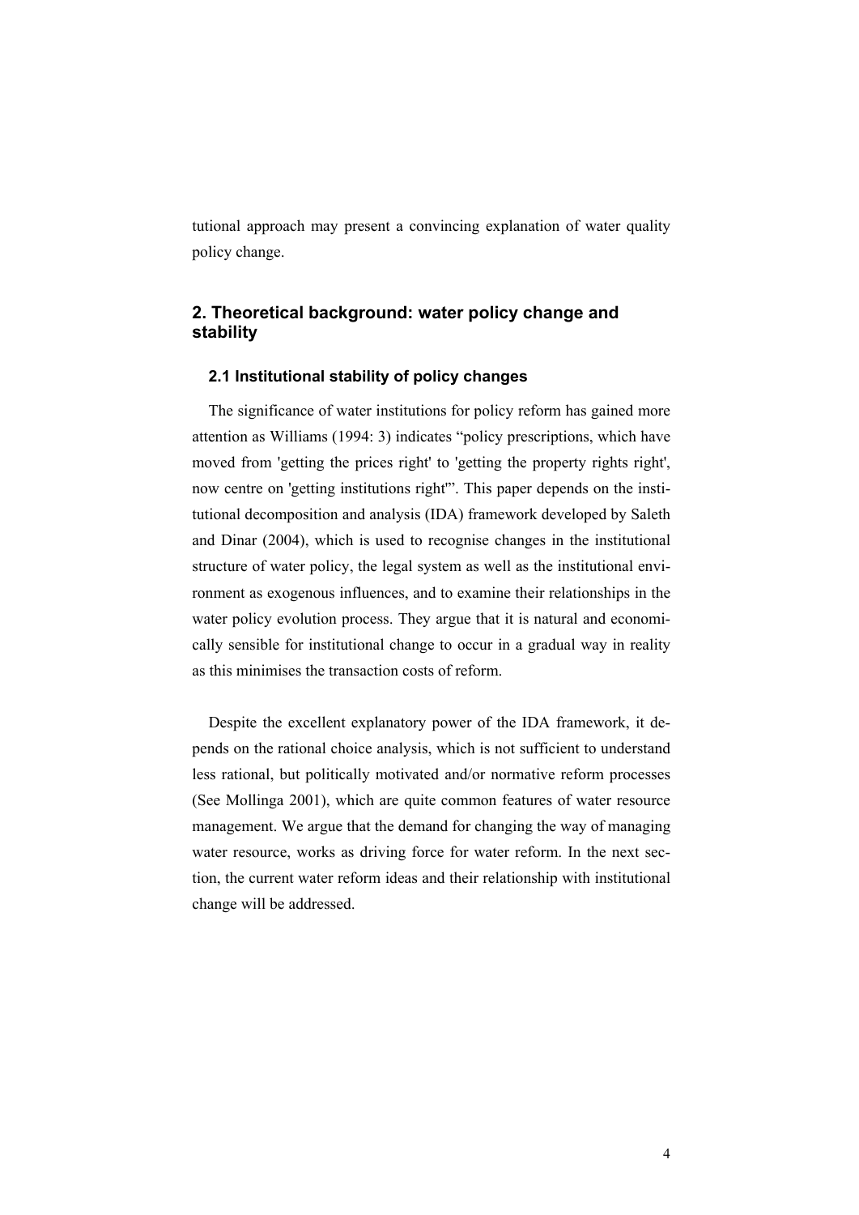tutional approach may present a convincing explanation of water quality policy change.

## 2. Theoretical background: water policy change and stability

### 2.1 Institutional stability of policy changes

The significance of water institutions for policy reform has gained more attention as Williams (1994: 3) indicates "policy prescriptions, which have moved from 'getting the prices right' to 'getting the property rights right', now centre on 'getting institutions right'". This paper depends on the institutional decomposition and analysis (IDA) framework developed by Saleth and Dinar (2004), which is used to recognise changes in the institutional structure of water policy, the legal system as well as the institutional environment as exogenous influences, and to examine their relationships in the water policy evolution process. They argue that it is natural and economically sensible for institutional change to occur in a gradual way in reality as this minimises the transaction costs of reform.

Despite the excellent explanatory power of the IDA framework, it depends on the rational choice analysis, which is not sufficient to understand less rational, but politically motivated and/or normative reform processes (See Mollinga 2001), which are quite common features of water resource management. We argue that the demand for changing the way of managing water resource, works as driving force for water reform. In the next section, the current water reform ideas and their relationship with institutional change will be addressed.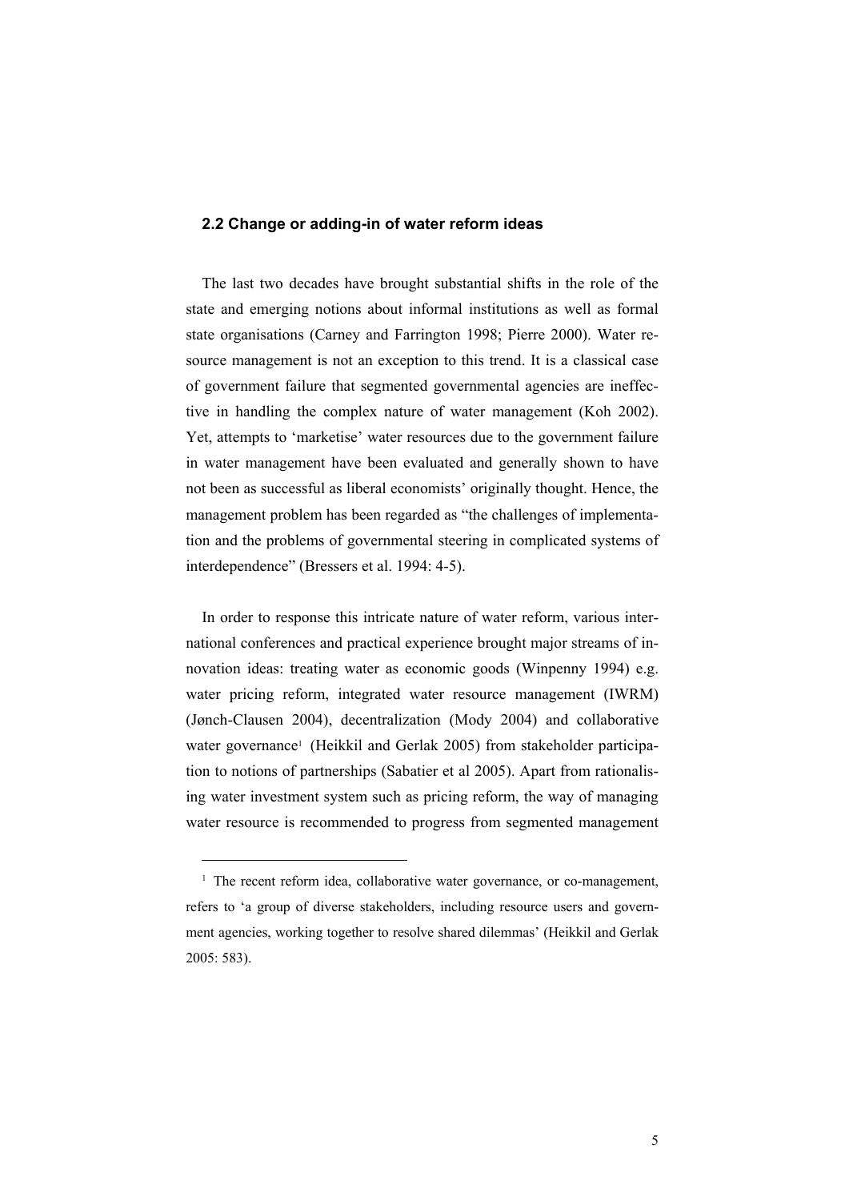## 2.2 Change or adding-in of water reform ideas

The last two decades have brought substantial shifts in the role of the state and emerging notions about informal institutions as well as formal state organisations (Carney and Farrington 1998; Pierre 2000). Water resource management is not an exception to this trend. It is a classical case of government failure that segmented governmental agencies are ineffective in handling the complex nature of water management (Koh 2002). Yet, attempts to 'marketise' water resources due to the government failure in water management have been evaluated and generally shown to have not been as successful as liberal economists' originally thought. Hence, the management problem has been regarded as "the challenges of implementation and the problems of governmental steering in complicated systems of interdependence" (Bressers et al. 1994: 4-5).

In order to response this intricate nature of water reform, various international conferences and practical experience brought major streams of innovation ideas: treating water as economic goods (Winpenny 1994) e.g. water pricing reform, integrated water resource management (IWRM) (Jønch-Clausen 2004), decentralization (Mody 2004) and collaborative water governance[1] (Heikkil and Gerlak 2005) from stakeholder participation to notions of partnerships (Sabatier et al 2005). Apart from rationalising water investment system such as pricing reform, the way of managing water resource is recommended to progress from segmented management

[1] The recent reform idea, collaborative water governance, or co-management, refers to 'a group of diverse stakeholders, including resource users and government agencies, working together to resolve shared dilemmas' (Heikkil and Gerlak 2005: 583).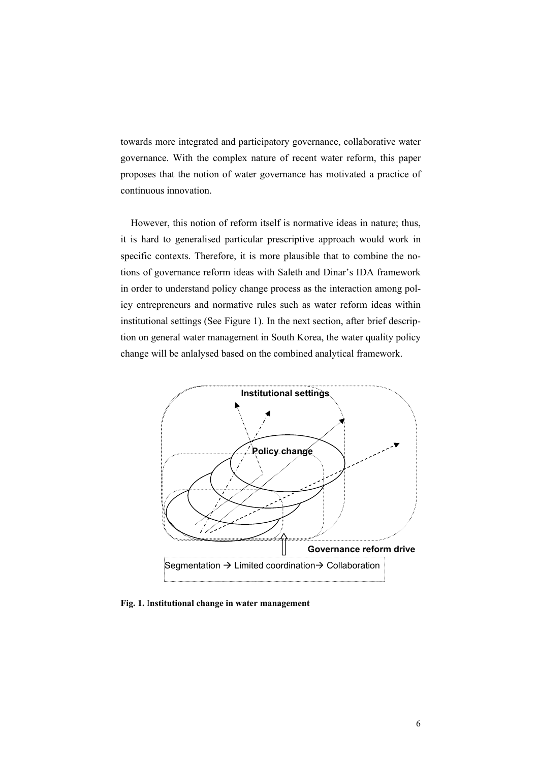towards more integrated and participatory governance, collaborative water governance. With the complex nature of recent water reform, this paper proposes that the notion of water governance has motivated a practice of continuous innovation.

However, this notion of reform itself is normative ideas in nature; thus, it is hard to generalised particular prescriptive approach would work in specific contexts. Therefore, it is more plausible that to combine the notions of governance reform ideas with Saleth and Dinar's IDA framework in order to understand policy change process as the interaction among policy entrepreneurs and normative rules such as water reform ideas within institutional settings (See Figure 1). In the next section, after brief description on general water management in South Korea, the water quality policy change will be anlalysed based on the combined analytical framework.

Institutional settings

Policy change

Governance reform drive

Segmentation → Limited coordination→ Collaboration

**Fig. 1. Institutional change in water management**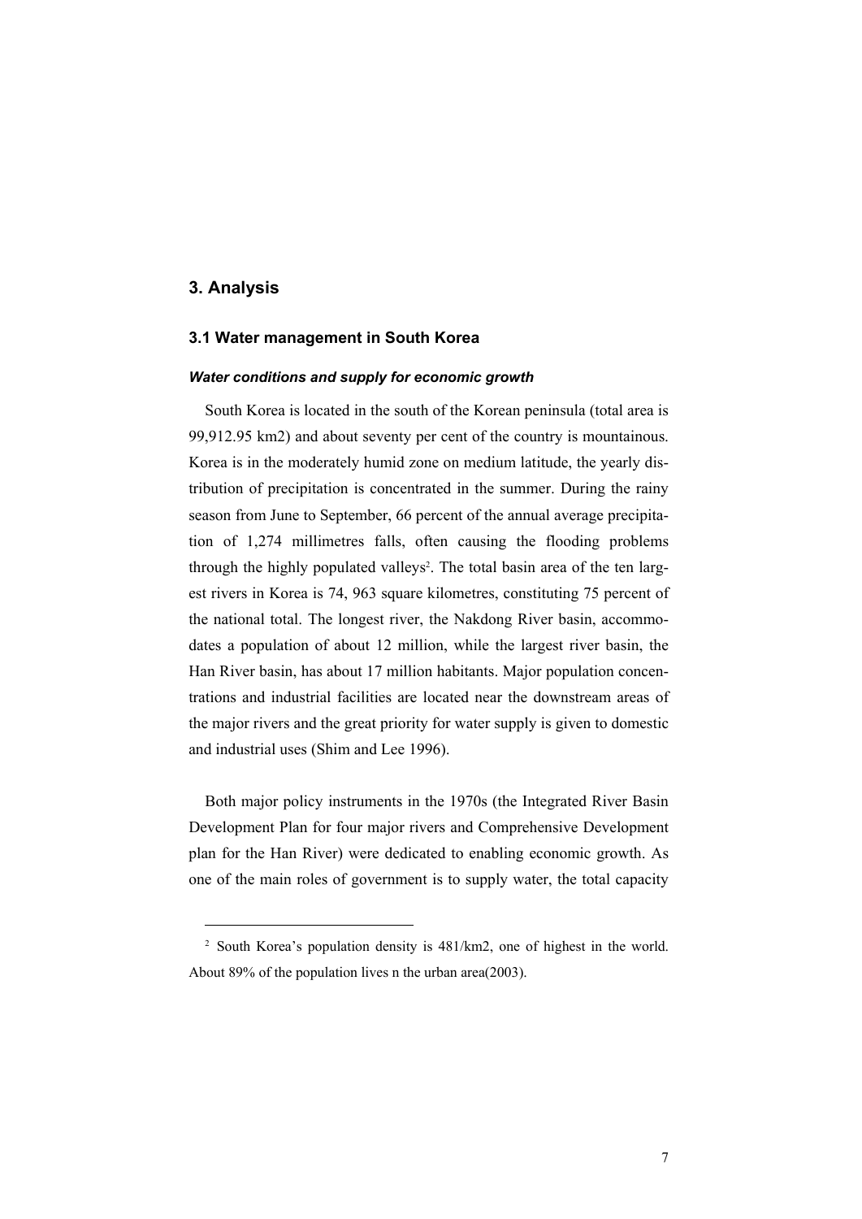## 3. Analysis

### 3.1 Water management in South Korea

***Water conditions and supply for economic growth***

South Korea is located in the south of the Korean peninsula (total area is 99,912.95 km2) and about seventy per cent of the country is mountainous. Korea is in the moderately humid zone on medium latitude, the yearly distribution of precipitation is concentrated in the summer. During the rainy season from June to September, 66 percent of the annual average precipitation of 1,274 millimetres falls, often causing the flooding problems through the highly populated valleys[2]. The total basin area of the ten largest rivers in Korea is 74, 963 square kilometres, constituting 75 percent of the national total. The longest river, the Nakdong River basin, accommodates a population of about 12 million, while the largest river basin, the Han River basin, has about 17 million habitants. Major population concentrations and industrial facilities are located near the downstream areas of the major rivers and the great priority for water supply is given to domestic and industrial uses (Shim and Lee 1996).

Both major policy instruments in the 1970s (the Integrated River Basin Development Plan for four major rivers and Comprehensive Development plan for the Han River) were dedicated to enabling economic growth. As one of the main roles of government is to supply water, the total capacity

[2] South Korea's population density is 481/km2, one of highest in the world. About 89% of the population lives n the urban area(2003).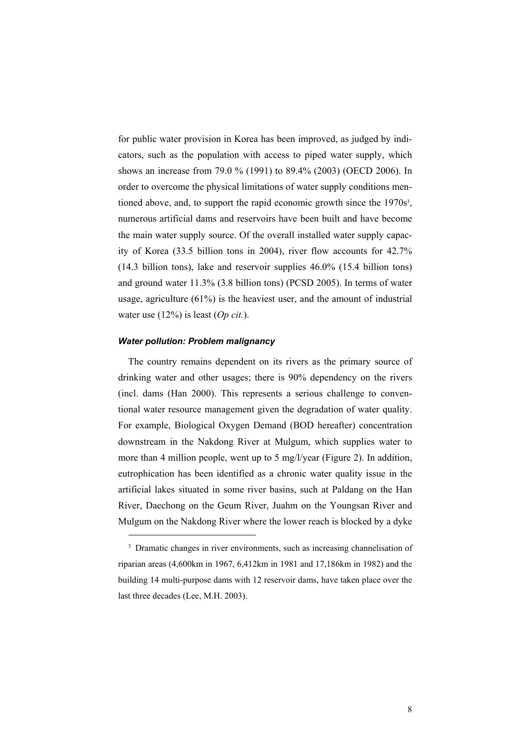for public water provision in Korea has been improved, as judged by indicators, such as the population with access to piped water supply, which shows an increase from 79.0 % (1991) to 89.4% (2003) (OECD 2006). In order to overcome the physical limitations of water supply conditions mentioned above, and, to support the rapid economic growth since the 1970s[3], numerous artificial dams and reservoirs have been built and have become the main water supply source. Of the overall installed water supply capacity of Korea (33.5 billion tons in 2004), river flow accounts for 42.7% (14.3 billion tons), lake and reservoir supplies 46.0% (15.4 billion tons) and ground water 11.3% (3.8 billion tons) (PCSD 2005). In terms of water usage, agriculture (61%) is the heaviest user, and the amount of industrial water use (12%) is least (*Op cit.*).

#### ***Water pollution: Problem malignancy***

The country remains dependent on its rivers as the primary source of drinking water and other usages; there is 90% dependency on the rivers (incl. dams (Han 2000). This represents a serious challenge to conventional water resource management given the degradation of water quality. For example, Biological Oxygen Demand (BOD hereafter) concentration downstream in the Nakdong River at Mulgum, which supplies water to more than 4 million people, went up to 5 mg/l/year (Figure 2). In addition, eutrophication has been identified as a chronic water quality issue in the artificial lakes situated in some river basins, such at Paldang on the Han River, Daechong on the Geum River, Juahm on the Youngsan River and Mulgum on the Nakdong River where the lower reach is blocked by a dyke

---

[3] Dramatic changes in river environments, such as increasing channelisation of riparian areas (4,600km in 1967, 6,412km in 1981 and 17,186km in 1982) and the building 14 multi-purpose dams with 12 reservoir dams, have taken place over the last three decades (Lee, M.H. 2003).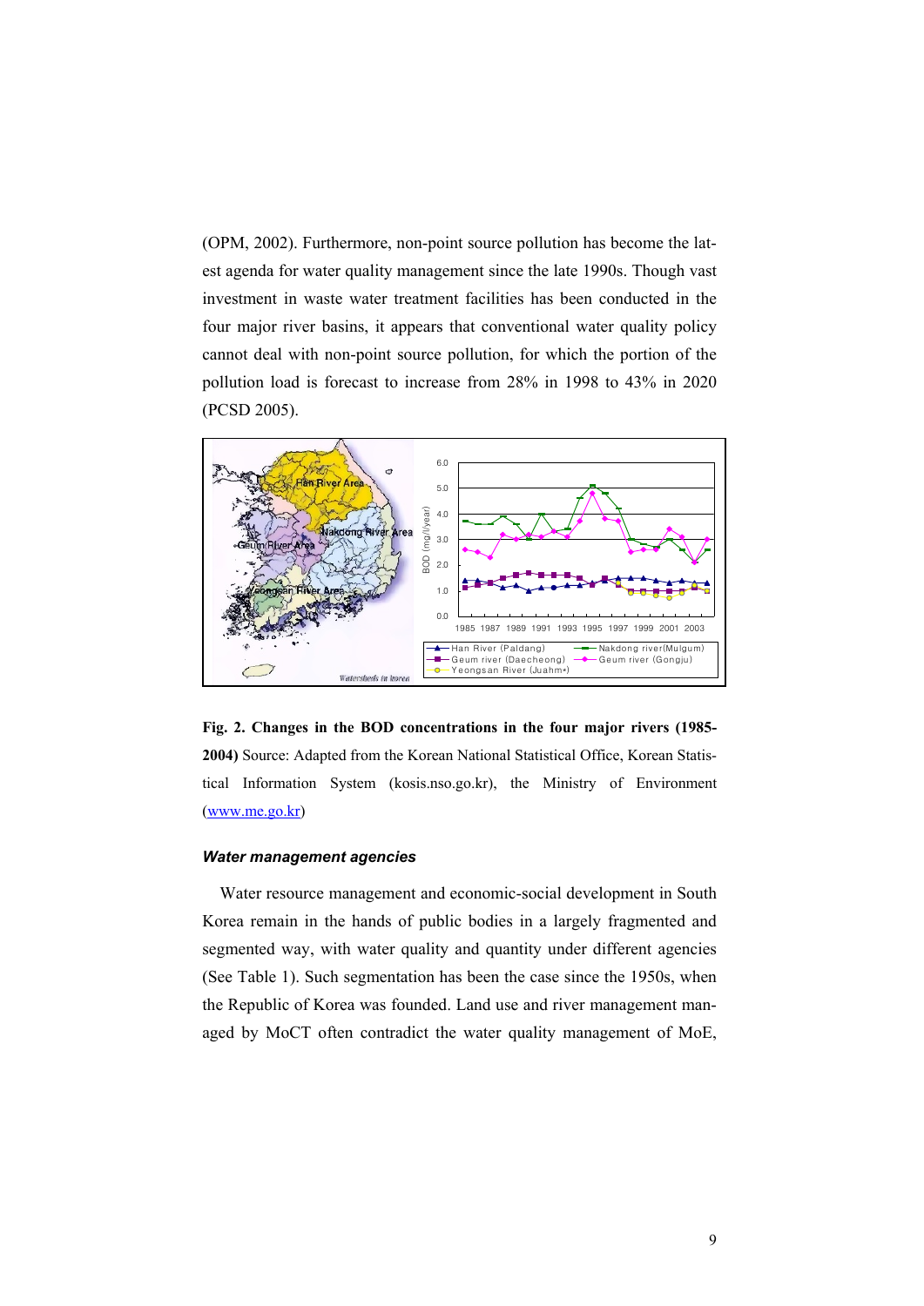(OPM, 2002). Furthermore, non-point source pollution has become the latest agenda for water quality management since the late 1990s. Though vast investment in waste water treatment facilities has been conducted in the four major river basins, it appears that conventional water quality policy cannot deal with non-point source pollution, for which the portion of the pollution load is forecast to increase from 28% in 1998 to 43% in 2020 (PCSD 2005).

**Fig. 2. Changes in the BOD concentrations in the four major rivers (1985-2004)** Source: Adapted from the Korean National Statistical Office, Korean Statistical Information System (kosis.nso.go.kr), the Ministry of Environment (www.me.go.kr)

#### *Water management agencies*

Water resource management and economic-social development in South Korea remain in the hands of public bodies in a largely fragmented and segmented way, with water quality and quantity under different agencies (See Table 1). Such segmentation has been the case since the 1950s, when the Republic of Korea was founded. Land use and river management managed by MoCT often contradict the water quality management of MoE,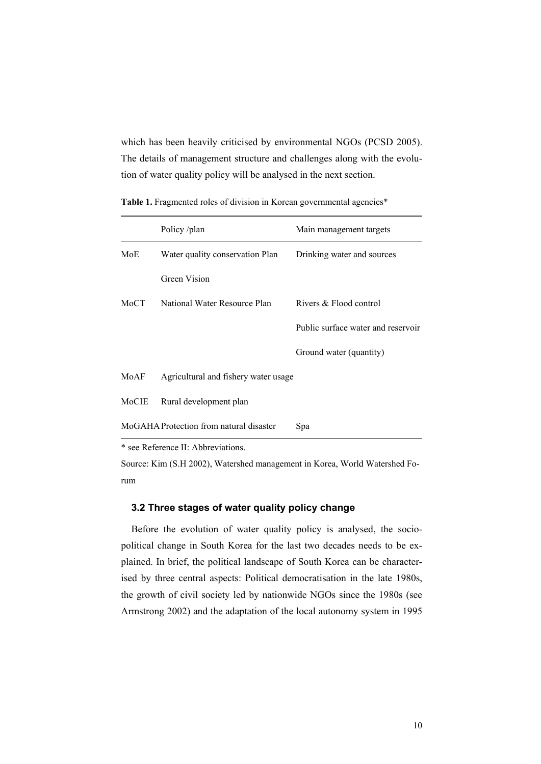which has been heavily criticised by environmental NGOs (PCSD 2005). The details of management structure and challenges along with the evolution of water quality policy will be analysed in the next section.

**Table 1.** Fragmented roles of division in Korean governmental agencies*

| | Policy /plan | Main management targets |
|---|---|---|
| MoE | Water quality conservation Plan | Drinking water and sources |
| | Green Vision | |
| MoCT | National Water Resource Plan | Rivers & Flood control |
| | | Public surface water and reservoir |
| | | Ground water (quantity) |
| MoAF | Agricultural and fishery water usage | |
| MoCIE | Rural development plan | |
| MoGAHA | Protection from natural disaster | Spa |

* see Reference II: Abbreviations.

Source: Kim (S.H 2002), Watershed management in Korea, World Watershed Forum

### 3.2 Three stages of water quality policy change

Before the evolution of water quality policy is analysed, the socio-political change in South Korea for the last two decades needs to be explained. In brief, the political landscape of South Korea can be characterised by three central aspects: Political democratisation in the late 1980s, the growth of civil society led by nationwide NGOs since the 1980s (see Armstrong 2002) and the adaptation of the local autonomy system in 1995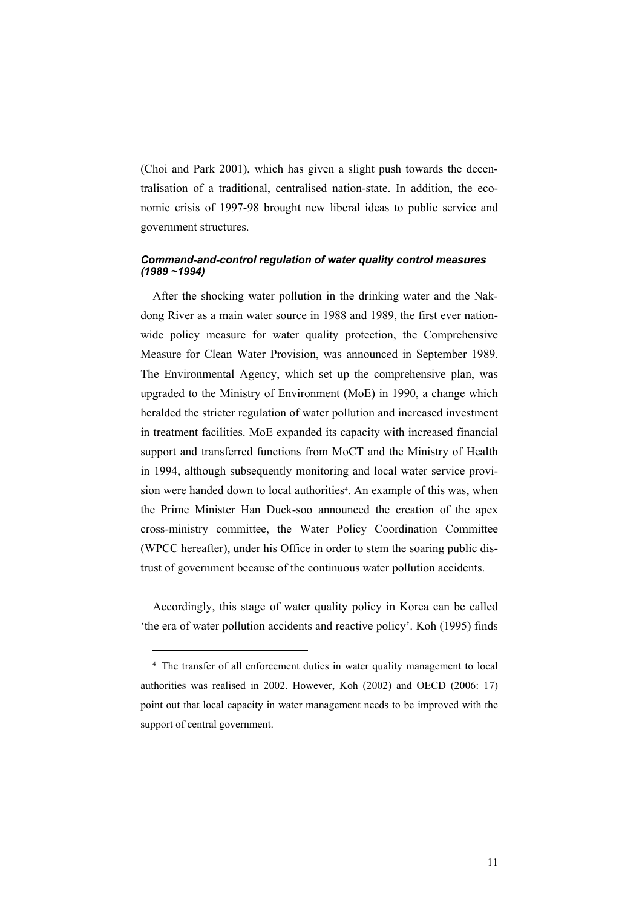(Choi and Park 2001), which has given a slight push towards the decentralisation of a traditional, centralised nation-state. In addition, the economic crisis of 1997-98 brought new liberal ideas to public service and government structures.

### *Command-and-control regulation of water quality control measures (1989 ~1994)*

After the shocking water pollution in the drinking water and the Nakdong River as a main water source in 1988 and 1989, the first ever nationwide policy measure for water quality protection, the Comprehensive Measure for Clean Water Provision, was announced in September 1989. The Environmental Agency, which set up the comprehensive plan, was upgraded to the Ministry of Environment (MoE) in 1990, a change which heralded the stricter regulation of water pollution and increased investment in treatment facilities. MoE expanded its capacity with increased financial support and transferred functions from MoCT and the Ministry of Health in 1994, although subsequently monitoring and local water service provision were handed down to local authorities[4]. An example of this was, when the Prime Minister Han Duck-soo announced the creation of the apex cross-ministry committee, the Water Policy Coordination Committee (WPCC hereafter), under his Office in order to stem the soaring public distrust of government because of the continuous water pollution accidents.

Accordingly, this stage of water quality policy in Korea can be called 'the era of water pollution accidents and reactive policy'. Koh (1995) finds

---

[4] The transfer of all enforcement duties in water quality management to local authorities was realised in 2002. However, Koh (2002) and OECD (2006: 17) point out that local capacity in water management needs to be improved with the support of central government.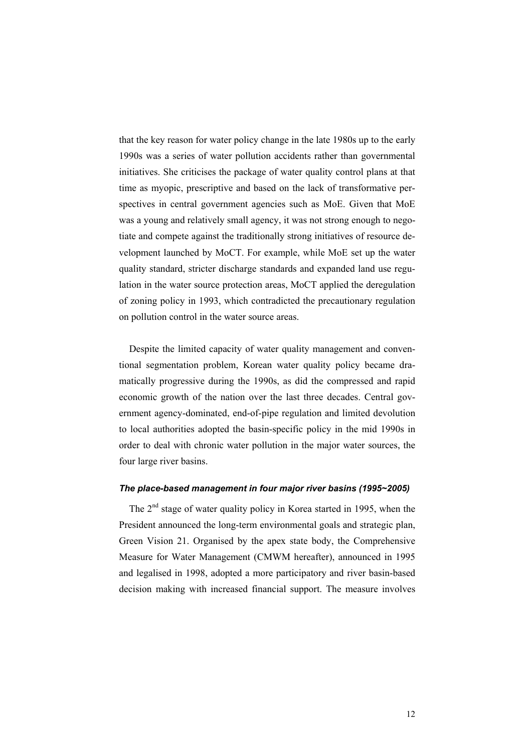that the key reason for water policy change in the late 1980s up to the early 1990s was a series of water pollution accidents rather than governmental initiatives. She criticises the package of water quality control plans at that time as myopic, prescriptive and based on the lack of transformative perspectives in central government agencies such as MoE. Given that MoE was a young and relatively small agency, it was not strong enough to negotiate and compete against the traditionally strong initiatives of resource development launched by MoCT. For example, while MoE set up the water quality standard, stricter discharge standards and expanded land use regulation in the water source protection areas, MoCT applied the deregulation of zoning policy in 1993, which contradicted the precautionary regulation on pollution control in the water source areas.

Despite the limited capacity of water quality management and conventional segmentation problem, Korean water quality policy became dramatically progressive during the 1990s, as did the compressed and rapid economic growth of the nation over the last three decades. Central government agency-dominated, end-of-pipe regulation and limited devolution to local authorities adopted the basin-specific policy in the mid 1990s in order to deal with chronic water pollution in the major water sources, the four large river basins.

#### *The place-based management in four major river basins (1995~2005)*

The 2nd stage of water quality policy in Korea started in 1995, when the President announced the long-term environmental goals and strategic plan, Green Vision 21. Organised by the apex state body, the Comprehensive Measure for Water Management (CMWM hereafter), announced in 1995 and legalised in 1998, adopted a more participatory and river basin-based decision making with increased financial support. The measure involves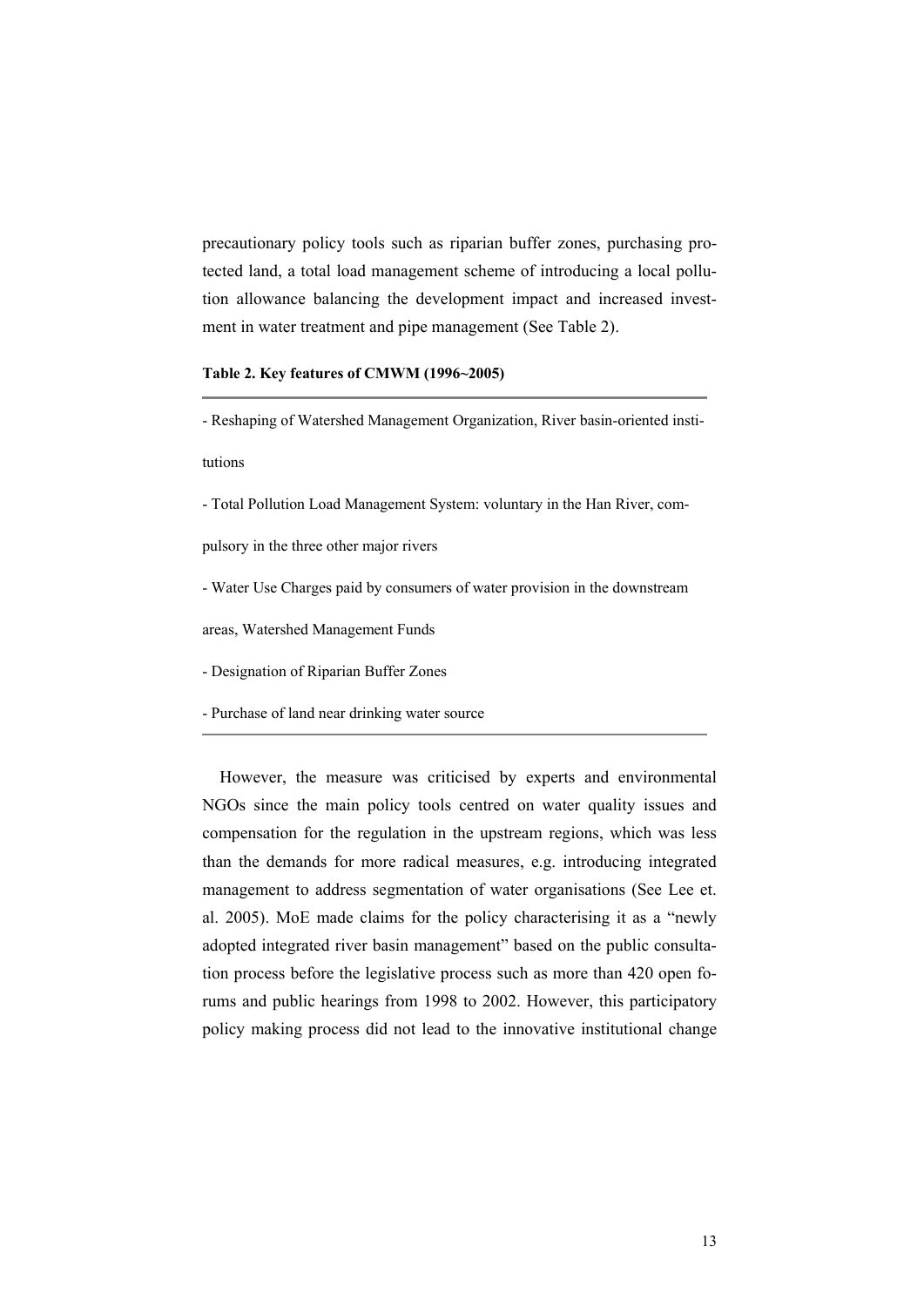precautionary policy tools such as riparian buffer zones, purchasing protected land, a total load management scheme of introducing a local pollution allowance balancing the development impact and increased investment in water treatment and pipe management (See Table 2).

**Table 2. Key features of CMWM (1996~2005)**

- Reshaping of Watershed Management Organization, River basin-oriented institutions
- Total Pollution Load Management System: voluntary in the Han River, compulsory in the three other major rivers
- Water Use Charges paid by consumers of water provision in the downstream areas, Watershed Management Funds
- Designation of Riparian Buffer Zones
- Purchase of land near drinking water source

However, the measure was criticised by experts and environmental NGOs since the main policy tools centred on water quality issues and compensation for the regulation in the upstream regions, which was less than the demands for more radical measures, e.g. introducing integrated management to address segmentation of water organisations (See Lee et. al. 2005). MoE made claims for the policy characterising it as a "newly adopted integrated river basin management" based on the public consultation process before the legislative process such as more than 420 open forums and public hearings from 1998 to 2002. However, this participatory policy making process did not lead to the innovative institutional change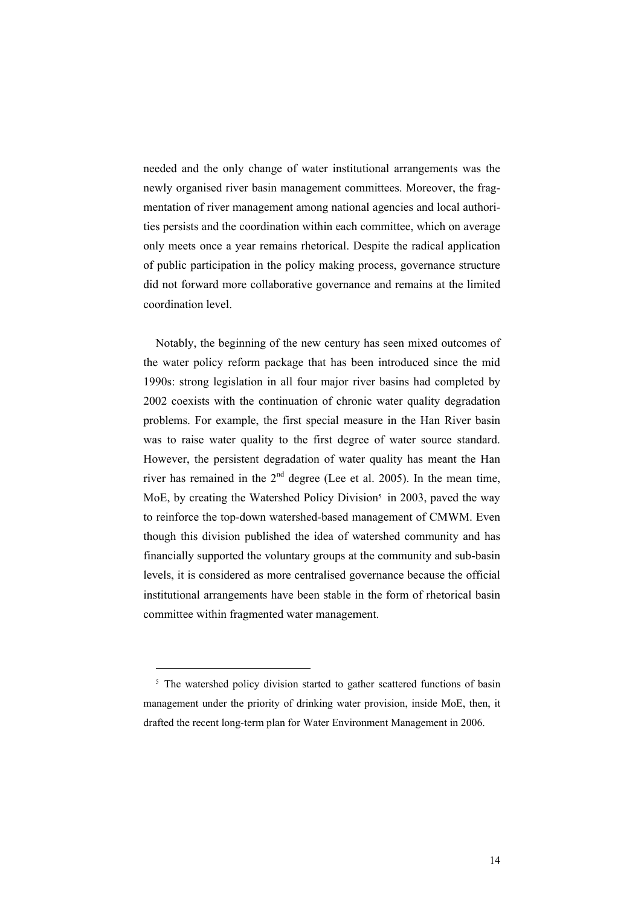needed and the only change of water institutional arrangements was the newly organised river basin management committees. Moreover, the fragmentation of river management among national agencies and local authorities persists and the coordination within each committee, which on average only meets once a year remains rhetorical. Despite the radical application of public participation in the policy making process, governance structure did not forward more collaborative governance and remains at the limited coordination level.

Notably, the beginning of the new century has seen mixed outcomes of the water policy reform package that has been introduced since the mid 1990s: strong legislation in all four major river basins had completed by 2002 coexists with the continuation of chronic water quality degradation problems. For example, the first special measure in the Han River basin was to raise water quality to the first degree of water source standard. However, the persistent degradation of water quality has meant the Han river has remained in the 2nd degree (Lee et al. 2005). In the mean time, MoE, by creating the Watershed Policy Division[5] in 2003, paved the way to reinforce the top-down watershed-based management of CMWM. Even though this division published the idea of watershed community and has financially supported the voluntary groups at the community and sub-basin levels, it is considered as more centralised governance because the official institutional arrangements have been stable in the form of rhetorical basin committee within fragmented water management.

[5] The watershed policy division started to gather scattered functions of basin management under the priority of drinking water provision, inside MoE, then, it drafted the recent long-term plan for Water Environment Management in 2006.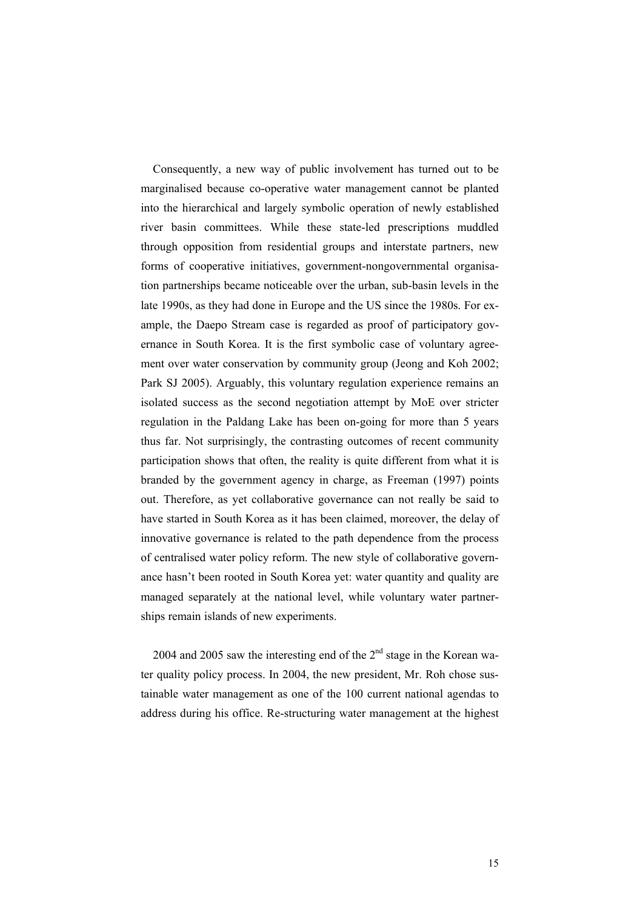Consequently, a new way of public involvement has turned out to be marginalised because co-operative water management cannot be planted into the hierarchical and largely symbolic operation of newly established river basin committees. While these state-led prescriptions muddled through opposition from residential groups and interstate partners, new forms of cooperative initiatives, government-nongovernmental organisation partnerships became noticeable over the urban, sub-basin levels in the late 1990s, as they had done in Europe and the US since the 1980s. For example, the Daepo Stream case is regarded as proof of participatory governance in South Korea. It is the first symbolic case of voluntary agreement over water conservation by community group (Jeong and Koh 2002; Park SJ 2005). Arguably, this voluntary regulation experience remains an isolated success as the second negotiation attempt by MoE over stricter regulation in the Paldang Lake has been on-going for more than 5 years thus far. Not surprisingly, the contrasting outcomes of recent community participation shows that often, the reality is quite different from what it is branded by the government agency in charge, as Freeman (1997) points out. Therefore, as yet collaborative governance can not really be said to have started in South Korea as it has been claimed, moreover, the delay of innovative governance is related to the path dependence from the process of centralised water policy reform. The new style of collaborative governance hasn't been rooted in South Korea yet: water quantity and quality are managed separately at the national level, while voluntary water partnerships remain islands of new experiments.

2004 and 2005 saw the interesting end of the 2nd stage in the Korean water quality policy process. In 2004, the new president, Mr. Roh chose sustainable water management as one of the 100 current national agendas to address during his office. Re-structuring water management at the highest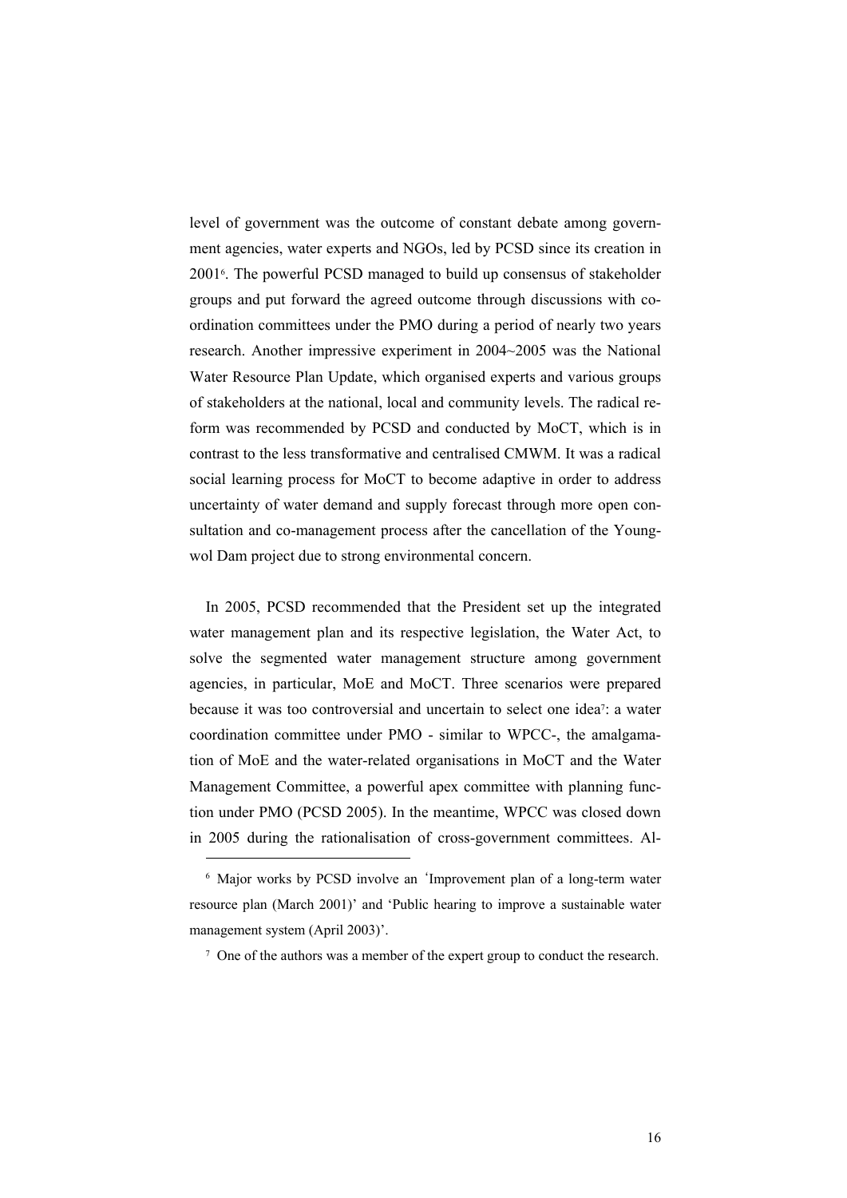level of government was the outcome of constant debate among government agencies, water experts and NGOs, led by PCSD since its creation in 2001[6]. The powerful PCSD managed to build up consensus of stakeholder groups and put forward the agreed outcome through discussions with coordination committees under the PMO during a period of nearly two years research. Another impressive experiment in 2004~2005 was the National Water Resource Plan Update, which organised experts and various groups of stakeholders at the national, local and community levels. The radical reform was recommended by PCSD and conducted by MoCT, which is in contrast to the less transformative and centralised CMWM. It was a radical social learning process for MoCT to become adaptive in order to address uncertainty of water demand and supply forecast through more open consultation and co-management process after the cancellation of the Youngwol Dam project due to strong environmental concern.

In 2005, PCSD recommended that the President set up the integrated water management plan and its respective legislation, the Water Act, to solve the segmented water management structure among government agencies, in particular, MoE and MoCT. Three scenarios were prepared because it was too controversial and uncertain to select one idea[7]: a water coordination committee under PMO - similar to WPCC-, the amalgamation of MoE and the water-related organisations in MoCT and the Water Management Committee, a powerful apex committee with planning function under PMO (PCSD 2005). In the meantime, WPCC was closed down in 2005 during the rationalisation of cross-government committees. Al-

---

[6] Major works by PCSD involve an 'Improvement plan of a long-term water resource plan (March 2001)' and 'Public hearing to improve a sustainable water management system (April 2003)'.

[7] One of the authors was a member of the expert group to conduct the research.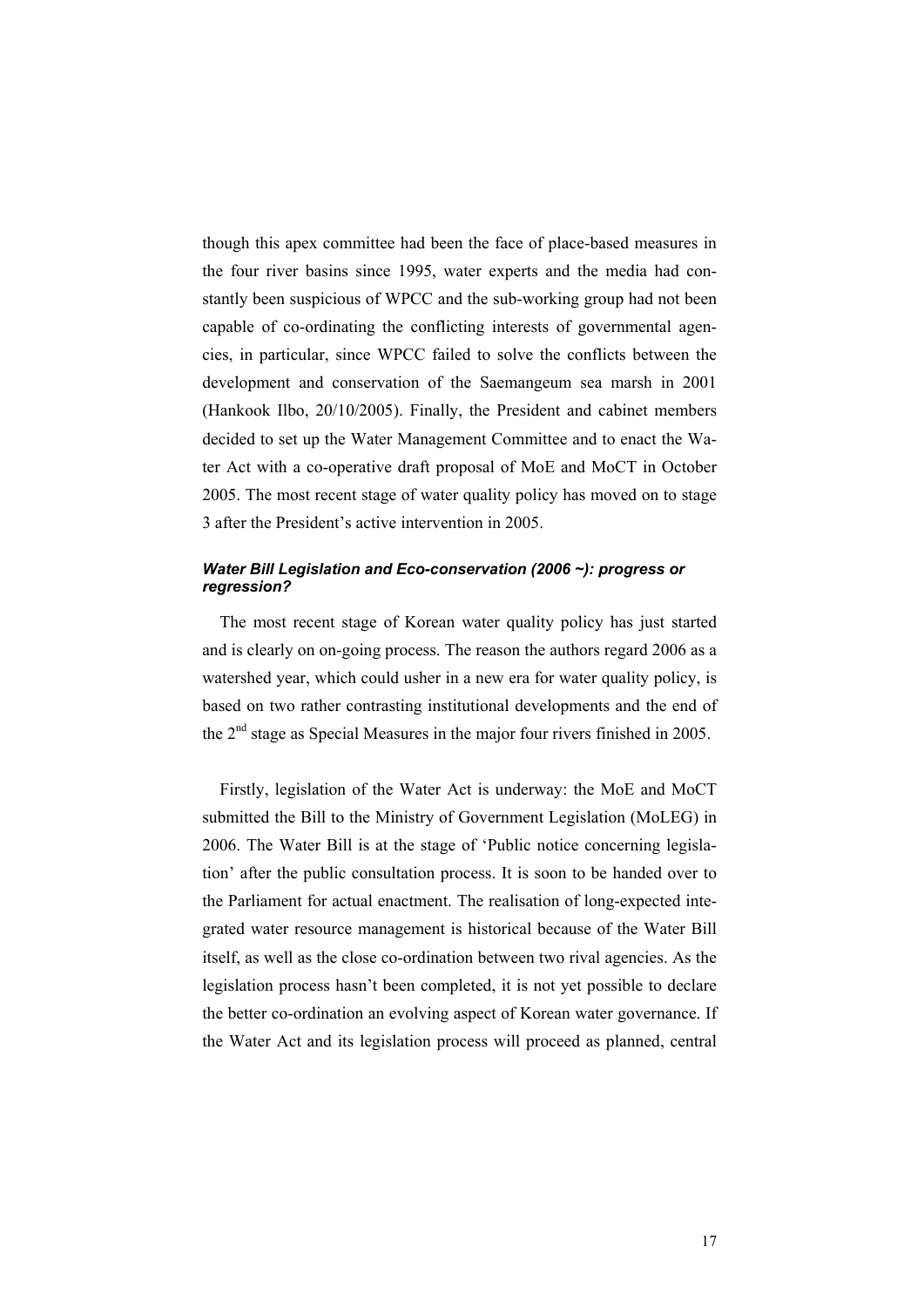though this apex committee had been the face of place-based measures in the four river basins since 1995, water experts and the media had constantly been suspicious of WPCC and the sub-working group had not been capable of co-ordinating the conflicting interests of governmental agencies, in particular, since WPCC failed to solve the conflicts between the development and conservation of the Saemangeum sea marsh in 2001 (Hankook Ilbo, 20/10/2005). Finally, the President and cabinet members decided to set up the Water Management Committee and to enact the Water Act with a co-operative draft proposal of MoE and MoCT in October 2005. The most recent stage of water quality policy has moved on to stage 3 after the President's active intervention in 2005.

#### *Water Bill Legislation and Eco-conservation (2006 ~): progress or regression?*

The most recent stage of Korean water quality policy has just started and is clearly on on-going process. The reason the authors regard 2006 as a watershed year, which could usher in a new era for water quality policy, is based on two rather contrasting institutional developments and the end of the 2nd stage as Special Measures in the major four rivers finished in 2005.

Firstly, legislation of the Water Act is underway: the MoE and MoCT submitted the Bill to the Ministry of Government Legislation (MoLEG) in 2006. The Water Bill is at the stage of 'Public notice concerning legislation' after the public consultation process. It is soon to be handed over to the Parliament for actual enactment. The realisation of long-expected integrated water resource management is historical because of the Water Bill itself, as well as the close co-ordination between two rival agencies. As the legislation process hasn't been completed, it is not yet possible to declare the better co-ordination an evolving aspect of Korean water governance. If the Water Act and its legislation process will proceed as planned, central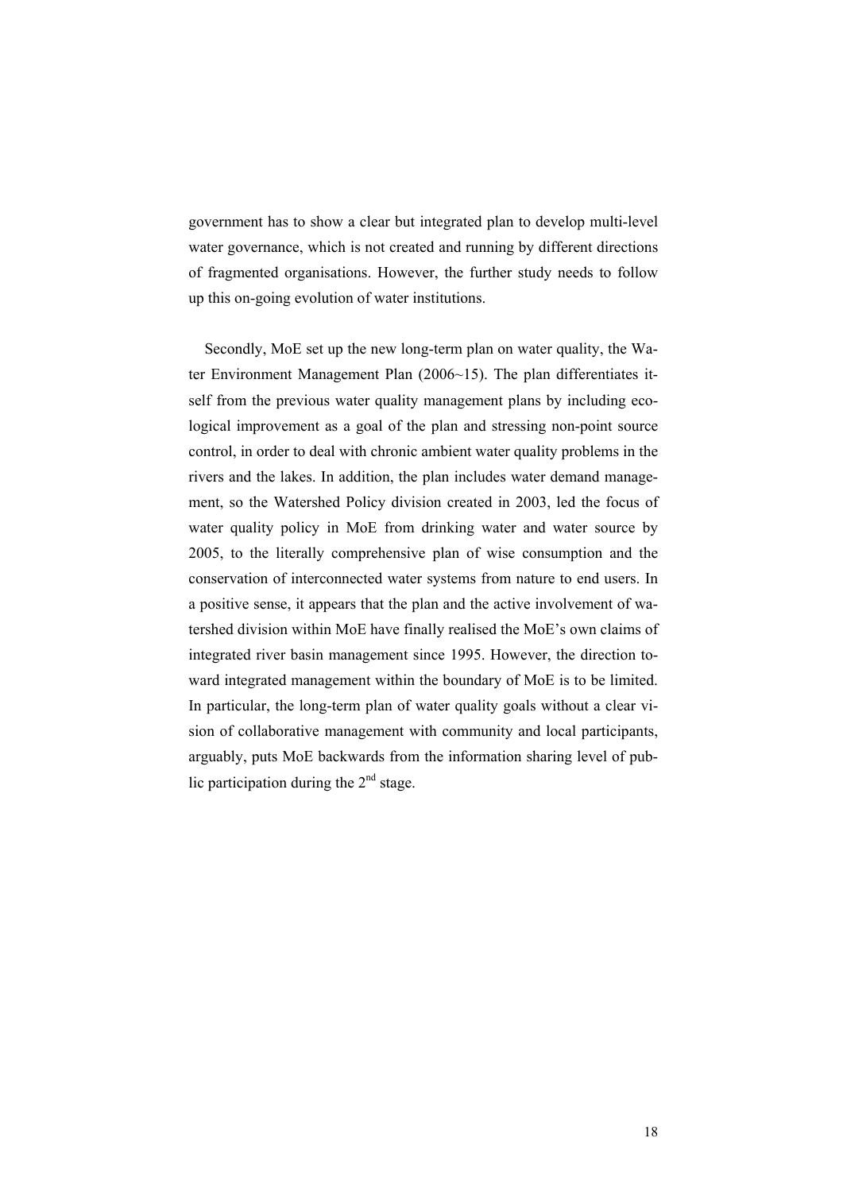government has to show a clear but integrated plan to develop multi-level water governance, which is not created and running by different directions of fragmented organisations. However, the further study needs to follow up this on-going evolution of water institutions.

Secondly, MoE set up the new long-term plan on water quality, the Water Environment Management Plan (2006~15). The plan differentiates itself from the previous water quality management plans by including ecological improvement as a goal of the plan and stressing non-point source control, in order to deal with chronic ambient water quality problems in the rivers and the lakes. In addition, the plan includes water demand management, so the Watershed Policy division created in 2003, led the focus of water quality policy in MoE from drinking water and water source by 2005, to the literally comprehensive plan of wise consumption and the conservation of interconnected water systems from nature to end users. In a positive sense, it appears that the plan and the active involvement of watershed division within MoE have finally realised the MoE's own claims of integrated river basin management since 1995. However, the direction toward integrated management within the boundary of MoE is to be limited. In particular, the long-term plan of water quality goals without a clear vision of collaborative management with community and local participants, arguably, puts MoE backwards from the information sharing level of public participation during the 2nd stage.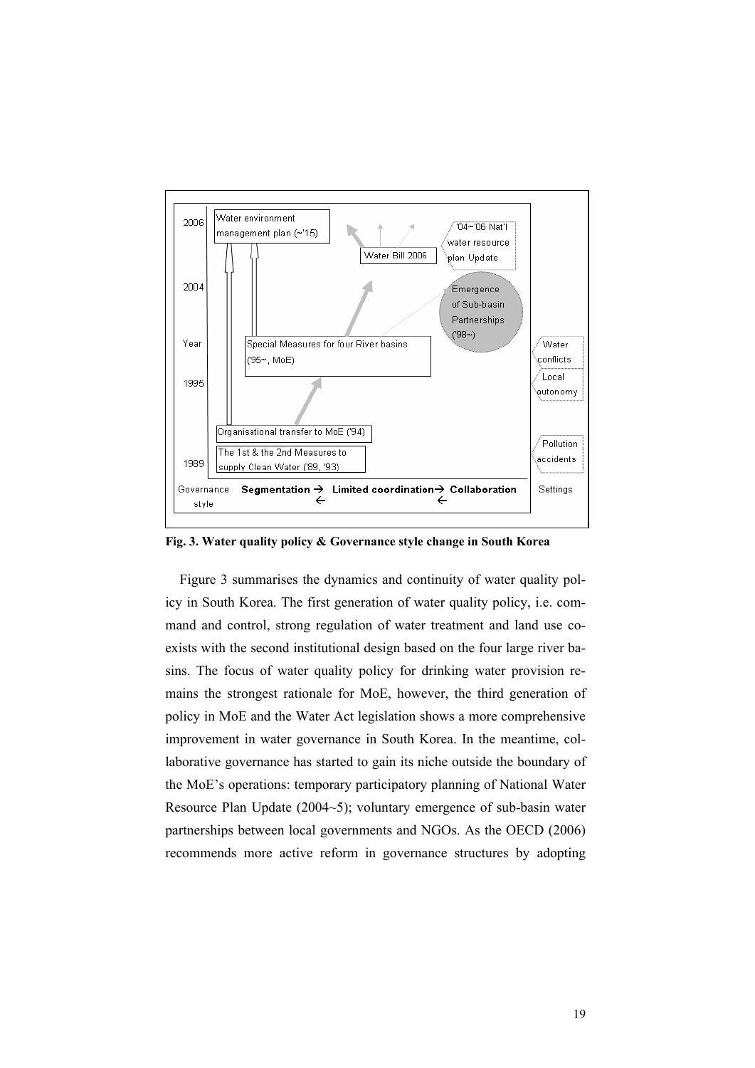Fig. 3. Water quality policy & Governance style change in South Korea

Figure 3 summarises the dynamics and continuity of water quality policy in South Korea. The first generation of water quality policy, i.e. command and control, strong regulation of water treatment and land use coexists with the second institutional design based on the four large river basins. The focus of water quality policy for drinking water provision remains the strongest rationale for MoE, however, the third generation of policy in MoE and the Water Act legislation shows a more comprehensive improvement in water governance in South Korea. In the meantime, collaborative governance has started to gain its niche outside the boundary of the MoE's operations: temporary participatory planning of National Water Resource Plan Update (2004~5); voluntary emergence of sub-basin water partnerships between local governments and NGOs. As the OECD (2006) recommends more active reform in governance structures by adopting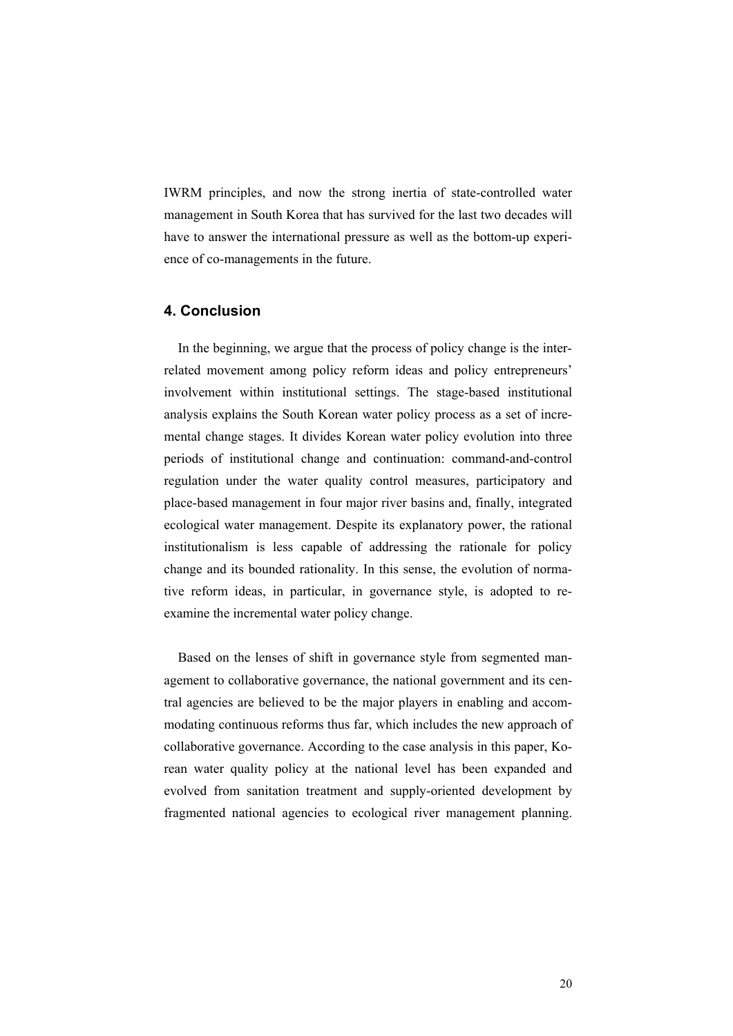IWRM principles, and now the strong inertia of state-controlled water management in South Korea that has survived for the last two decades will have to answer the international pressure as well as the bottom-up experience of co-managements in the future.

## 4. Conclusion

In the beginning, we argue that the process of policy change is the interrelated movement among policy reform ideas and policy entrepreneurs' involvement within institutional settings. The stage-based institutional analysis explains the South Korean water policy process as a set of incremental change stages. It divides Korean water policy evolution into three periods of institutional change and continuation: command-and-control regulation under the water quality control measures, participatory and place-based management in four major river basins and, finally, integrated ecological water management. Despite its explanatory power, the rational institutionalism is less capable of addressing the rationale for policy change and its bounded rationality. In this sense, the evolution of normative reform ideas, in particular, in governance style, is adopted to re-examine the incremental water policy change.

Based on the lenses of shift in governance style from segmented management to collaborative governance, the national government and its central agencies are believed to be the major players in enabling and accommodating continuous reforms thus far, which includes the new approach of collaborative governance. According to the case analysis in this paper, Korean water quality policy at the national level has been expanded and evolved from sanitation treatment and supply-oriented development by fragmented national agencies to ecological river management planning.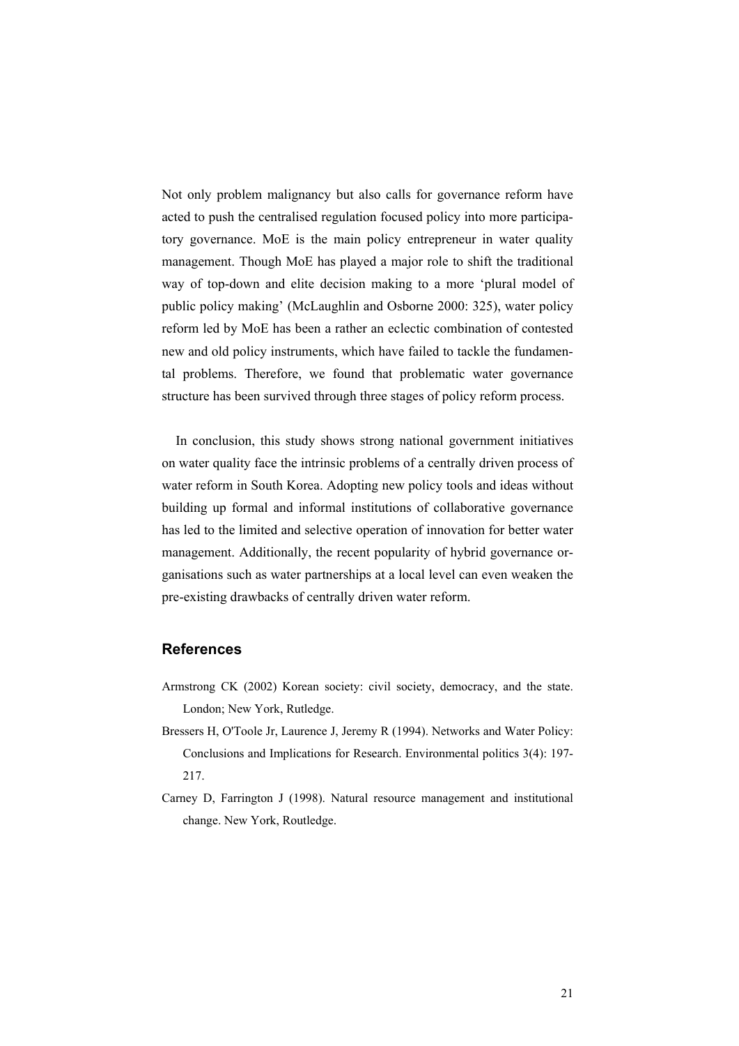Not only problem malignancy but also calls for governance reform have acted to push the centralised regulation focused policy into more participatory governance. MoE is the main policy entrepreneur in water quality management. Though MoE has played a major role to shift the traditional way of top-down and elite decision making to a more 'plural model of public policy making' (McLaughlin and Osborne 2000: 325), water policy reform led by MoE has been a rather an eclectic combination of contested new and old policy instruments, which have failed to tackle the fundamental problems. Therefore, we found that problematic water governance structure has been survived through three stages of policy reform process.

In conclusion, this study shows strong national government initiatives on water quality face the intrinsic problems of a centrally driven process of water reform in South Korea. Adopting new policy tools and ideas without building up formal and informal institutions of collaborative governance has led to the limited and selective operation of innovation for better water management. Additionally, the recent popularity of hybrid governance organisations such as water partnerships at a local level can even weaken the pre-existing drawbacks of centrally driven water reform.

## References

Armstrong CK (2002) Korean society: civil society, democracy, and the state. London; New York, Rutledge.

Bressers H, O'Toole Jr, Laurence J, Jeremy R (1994). Networks and Water Policy: Conclusions and Implications for Research. Environmental politics 3(4): 197-217.

Carney D, Farrington J (1998). Natural resource management and institutional change. New York, Routledge.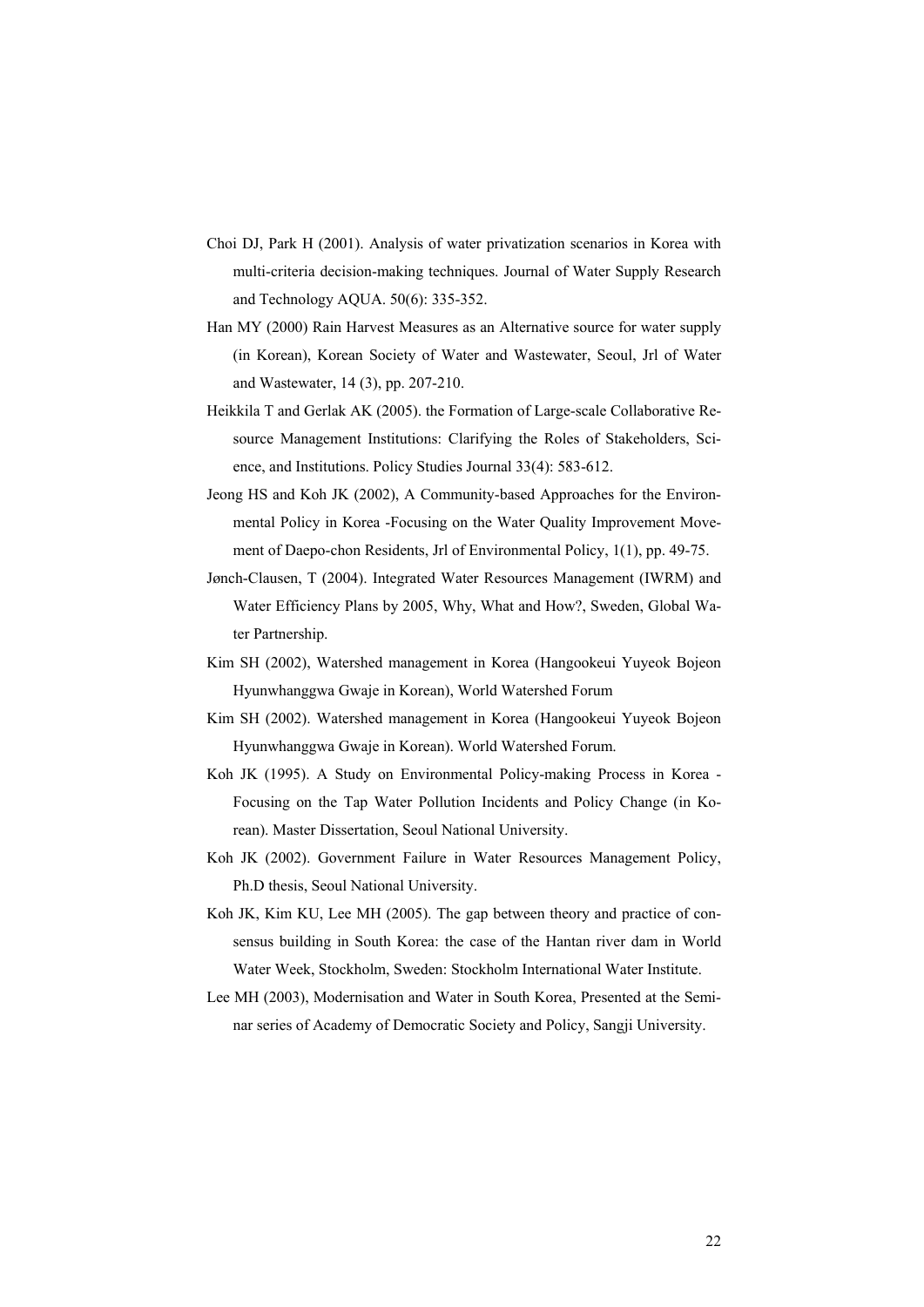Choi DJ, Park H (2001). Analysis of water privatization scenarios in Korea with multi-criteria decision-making techniques. Journal of Water Supply Research and Technology AQUA. 50(6): 335-352.

Han MY (2000) Rain Harvest Measures as an Alternative source for water supply (in Korean), Korean Society of Water and Wastewater, Seoul, Jrl of Water and Wastewater, 14 (3), pp. 207-210.

Heikkila T and Gerlak AK (2005). the Formation of Large-scale Collaborative Resource Management Institutions: Clarifying the Roles of Stakeholders, Science, and Institutions. Policy Studies Journal 33(4): 583-612.

Jeong HS and Koh JK (2002), A Community-based Approaches for the Environmental Policy in Korea -Focusing on the Water Quality Improvement Movement of Daepo-chon Residents, Jrl of Environmental Policy, 1(1), pp. 49-75.

Jønch-Clausen, T (2004). Integrated Water Resources Management (IWRM) and Water Efficiency Plans by 2005, Why, What and How?, Sweden, Global Water Partnership.

Kim SH (2002), Watershed management in Korea (Hangookeui Yuyeok Bojeon Hyunwhanggwa Gwaje in Korean), World Watershed Forum

Kim SH (2002). Watershed management in Korea (Hangookeui Yuyeok Bojeon Hyunwhanggwa Gwaje in Korean). World Watershed Forum.

Koh JK (1995). A Study on Environmental Policy-making Process in Korea - Focusing on the Tap Water Pollution Incidents and Policy Change (in Korean). Master Dissertation, Seoul National University.

Koh JK (2002). Government Failure in Water Resources Management Policy, Ph.D thesis, Seoul National University.

Koh JK, Kim KU, Lee MH (2005). The gap between theory and practice of consensus building in South Korea: the case of the Hantan river dam in World Water Week, Stockholm, Sweden: Stockholm International Water Institute.

Lee MH (2003), Modernisation and Water in South Korea, Presented at the Seminar series of Academy of Democratic Society and Policy, Sangji University.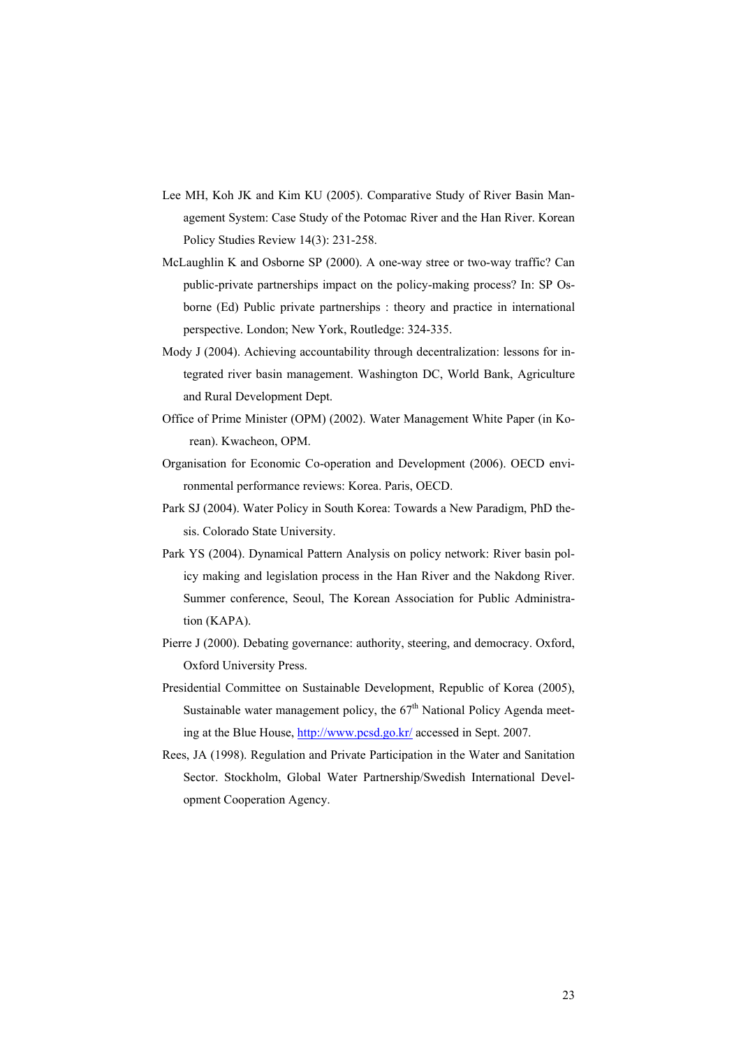Lee MH, Koh JK and Kim KU (2005). Comparative Study of River Basin Management System: Case Study of the Potomac River and the Han River. Korean Policy Studies Review 14(3): 231-258.

McLaughlin K and Osborne SP (2000). A one-way stree or two-way traffic? Can public-private partnerships impact on the policy-making process? In: SP Osborne (Ed) Public private partnerships : theory and practice in international perspective. London; New York, Routledge: 324-335.

Mody J (2004). Achieving accountability through decentralization: lessons for integrated river basin management. Washington DC, World Bank, Agriculture and Rural Development Dept.

Office of Prime Minister (OPM) (2002). Water Management White Paper (in Korean). Kwacheon, OPM.

Organisation for Economic Co-operation and Development (2006). OECD environmental performance reviews: Korea. Paris, OECD.

Park SJ (2004). Water Policy in South Korea: Towards a New Paradigm, PhD thesis. Colorado State University.

Park YS (2004). Dynamical Pattern Analysis on policy network: River basin policy making and legislation process in the Han River and the Nakdong River. Summer conference, Seoul, The Korean Association for Public Administration (KAPA).

Pierre J (2000). Debating governance: authority, steering, and democracy. Oxford, Oxford University Press.

Presidential Committee on Sustainable Development, Republic of Korea (2005), Sustainable water management policy, the 67th National Policy Agenda meeting at the Blue House, http://www.pcsd.go.kr/ accessed in Sept. 2007.

Rees, JA (1998). Regulation and Private Participation in the Water and Sanitation Sector. Stockholm, Global Water Partnership/Swedish International Development Cooperation Agency.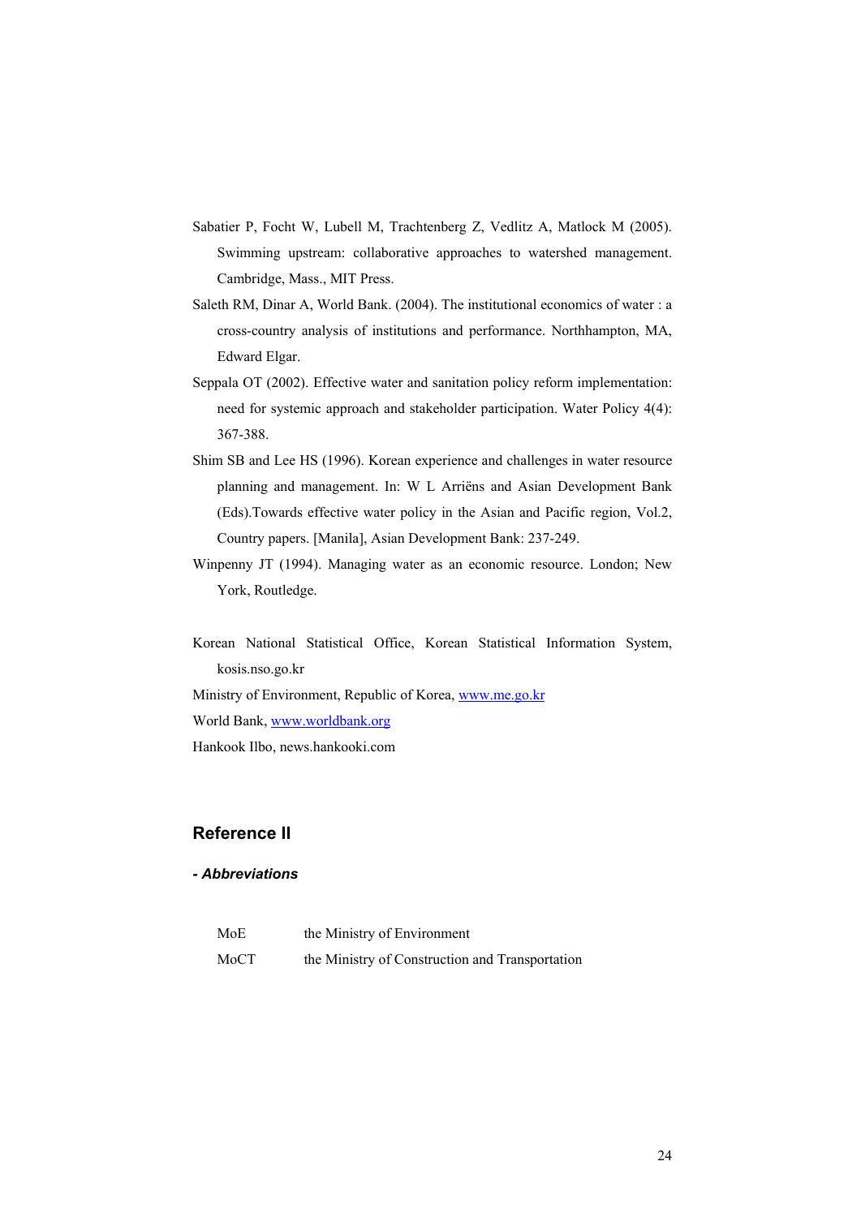Sabatier P, Focht W, Lubell M, Trachtenberg Z, Vedlitz A, Matlock M (2005). Swimming upstream: collaborative approaches to watershed management. Cambridge, Mass., MIT Press.

Saleth RM, Dinar A, World Bank. (2004). The institutional economics of water : a cross-country analysis of institutions and performance. Northhampton, MA, Edward Elgar.

Seppala OT (2002). Effective water and sanitation policy reform implementation: need for systemic approach and stakeholder participation. Water Policy 4(4): 367-388.

Shim SB and Lee HS (1996). Korean experience and challenges in water resource planning and management. In: W L Arriëns and Asian Development Bank (Eds).Towards effective water policy in the Asian and Pacific region, Vol.2, Country papers. [Manila], Asian Development Bank: 237-249.

Winpenny JT (1994). Managing water as an economic resource. London; New York, Routledge.

Korean National Statistical Office, Korean Statistical Information System, kosis.nso.go.kr

Ministry of Environment, Republic of Korea, www.me.go.kr

World Bank, www.worldbank.org

Hankook Ilbo, news.hankooki.com

## Reference II

***- Abbreviations***

| | |
|---|---|
| MoE | the Ministry of Environment |
| MoCT | the Ministry of Construction and Transportation |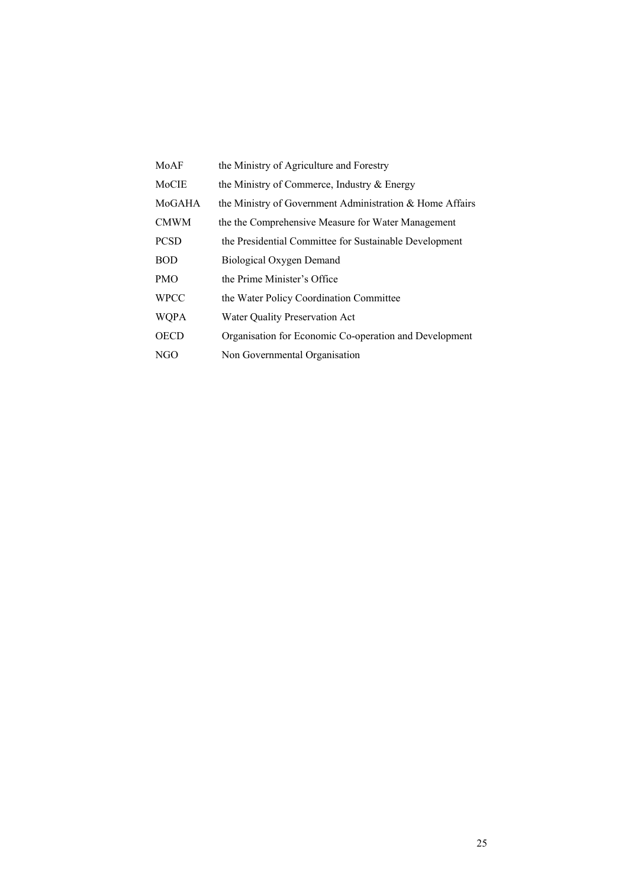| | |
|---|---|
| MoAF | the Ministry of Agriculture and Forestry |
| MoCIE | the Ministry of Commerce, Industry & Energy |
| MoGAHA | the Ministry of Government Administration & Home Affairs |
| CMWM | the the Comprehensive Measure for Water Management |
| PCSD | the Presidential Committee for Sustainable Development |
| BOD | Biological Oxygen Demand |
| PMO | the Prime Minister's Office |
| WPCC | the Water Policy Coordination Committee |
| WQPA | Water Quality Preservation Act |
| OECD | Organisation for Economic Co-operation and Development |
| NGO | Non Governmental Organisation |